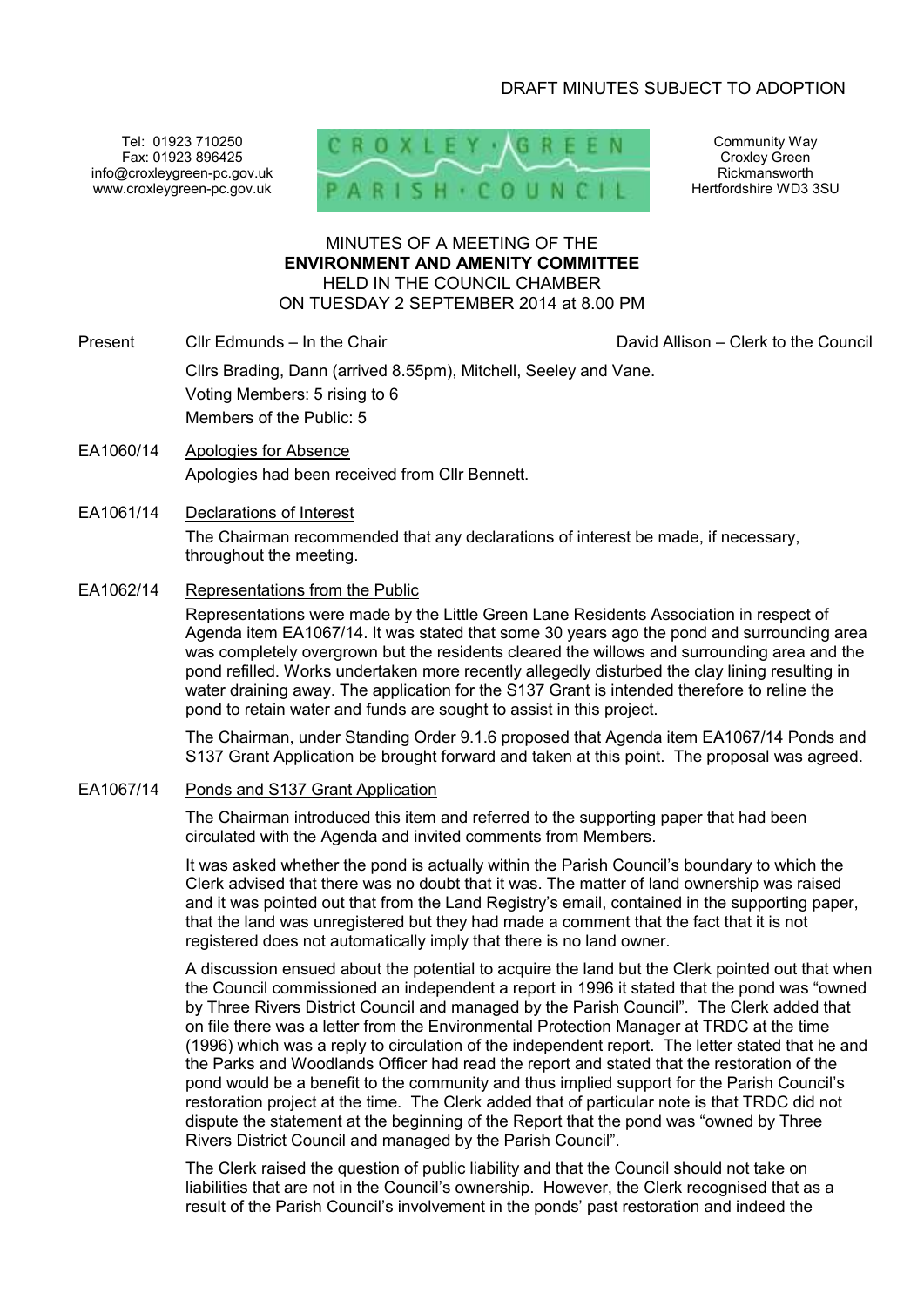DRAFT MINUTES SUBJECT TO ADOPTION

Tel: 01923 710250
Fax: 01923 896425
info@croxleygreen-pc.gov.uk
www.croxleygreen-pc.gov.uk

CROXLEY · GREEN
PARISH · COUNCIL

Community Way
Croxley Green
Rickmansworth
Hertfordshire WD3 3SU

MINUTES OF A MEETING OF THE
**ENVIRONMENT AND AMENITY COMMITTEE**
HELD IN THE COUNCIL CHAMBER
ON TUESDAY 2 SEPTEMBER 2014 at 8.00 PM

Present: Cllr Edmunds – In the Chair; David Allison – Clerk to the Council

Cllrs Brading, Dann (arrived 8.55pm), Mitchell, Seeley and Vane.
Voting Members: 5 rising to 6
Members of the Public: 5

**EA1060/14 Apologies for Absence**

Apologies had been received from Cllr Bennett.

**EA1061/14 Declarations of Interest**

The Chairman recommended that any declarations of interest be made, if necessary, throughout the meeting.

**EA1062/14 Representations from the Public**

Representations were made by the Little Green Lane Residents Association in respect of Agenda item EA1067/14. It was stated that some 30 years ago the pond and surrounding area was completely overgrown but the residents cleared the willows and surrounding area and the pond refilled. Works undertaken more recently allegedly disturbed the clay lining resulting in water draining away. The application for the S137 Grant is intended therefore to reline the pond to retain water and funds are sought to assist in this project.

The Chairman, under Standing Order 9.1.6 proposed that Agenda item EA1067/14 Ponds and S137 Grant Application be brought forward and taken at this point. The proposal was agreed.

**EA1067/14 Ponds and S137 Grant Application**

The Chairman introduced this item and referred to the supporting paper that had been circulated with the Agenda and invited comments from Members.

It was asked whether the pond is actually within the Parish Council's boundary to which the Clerk advised that there was no doubt that it was. The matter of land ownership was raised and it was pointed out that from the Land Registry's email, contained in the supporting paper, that the land was unregistered but they had made a comment that the fact that it is not registered does not automatically imply that there is no land owner.

A discussion ensued about the potential to acquire the land but the Clerk pointed out that when the Council commissioned an independent a report in 1996 it stated that the pond was "owned by Three Rivers District Council and managed by the Parish Council". The Clerk added that on file there was a letter from the Environmental Protection Manager at TRDC at the time (1996) which was a reply to circulation of the independent report. The letter stated that he and the Parks and Woodlands Officer had read the report and stated that the restoration of the pond would be a benefit to the community and thus implied support for the Parish Council's restoration project at the time. The Clerk added that of particular note is that TRDC did not dispute the statement at the beginning of the Report that the pond was "owned by Three Rivers District Council and managed by the Parish Council".

The Clerk raised the question of public liability and that the Council should not take on liabilities that are not in the Council's ownership. However, the Clerk recognised that as a result of the Parish Council's involvement in the ponds' past restoration and indeed the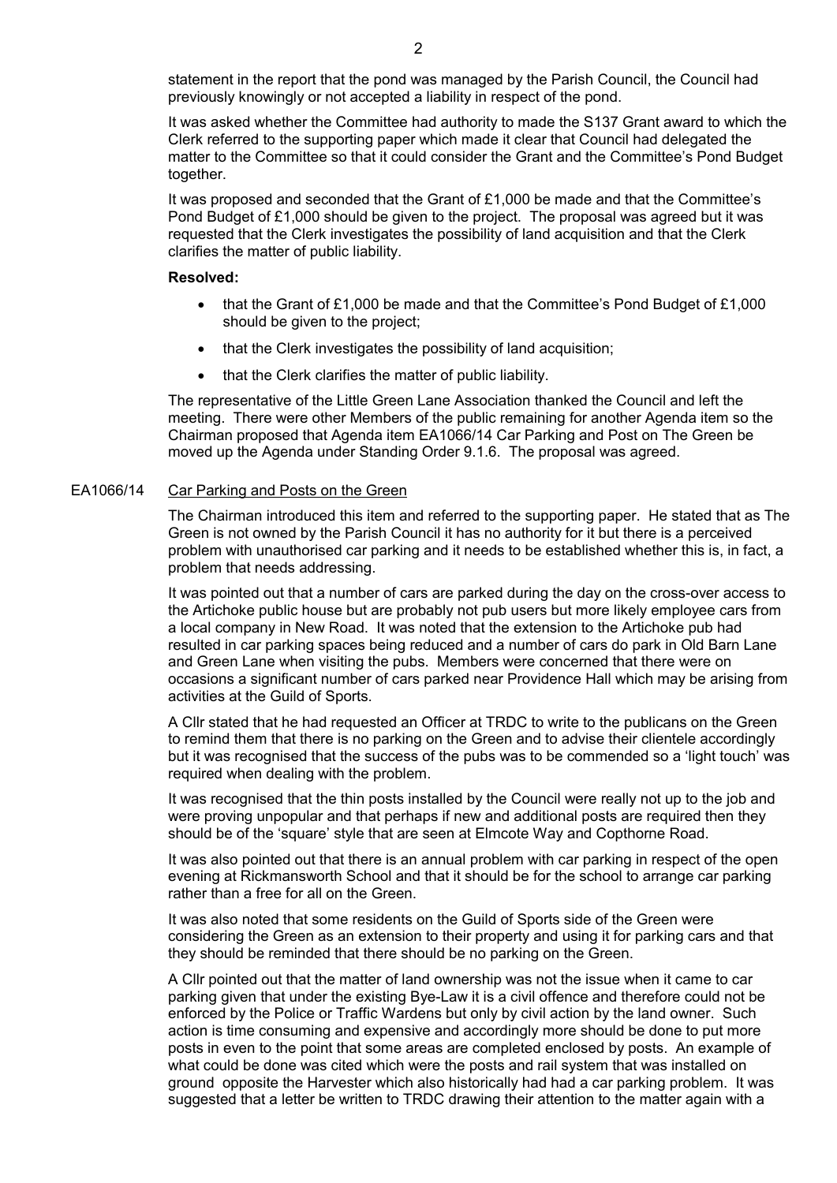statement in the report that the pond was managed by the Parish Council, the Council had previously knowingly or not accepted a liability in respect of the pond.

It was asked whether the Committee had authority to made the S137 Grant award to which the Clerk referred to the supporting paper which made it clear that Council had delegated the matter to the Committee so that it could consider the Grant and the Committee's Pond Budget together.

It was proposed and seconded that the Grant of £1,000 be made and that the Committee's Pond Budget of £1,000 should be given to the project. The proposal was agreed but it was requested that the Clerk investigates the possibility of land acquisition and that the Clerk clarifies the matter of public liability.

**Resolved:**

- that the Grant of £1,000 be made and that the Committee's Pond Budget of £1,000 should be given to the project;
- that the Clerk investigates the possibility of land acquisition;
- that the Clerk clarifies the matter of public liability.

The representative of the Little Green Lane Association thanked the Council and left the meeting. There were other Members of the public remaining for another Agenda item so the Chairman proposed that Agenda item EA1066/14 Car Parking and Post on The Green be moved up the Agenda under Standing Order 9.1.6. The proposal was agreed.

EA1066/14 Car Parking and Posts on the Green

The Chairman introduced this item and referred to the supporting paper. He stated that as The Green is not owned by the Parish Council it has no authority for it but there is a perceived problem with unauthorised car parking and it needs to be established whether this is, in fact, a problem that needs addressing.

It was pointed out that a number of cars are parked during the day on the cross-over access to the Artichoke public house but are probably not pub users but more likely employee cars from a local company in New Road. It was noted that the extension to the Artichoke pub had resulted in car parking spaces being reduced and a number of cars do park in Old Barn Lane and Green Lane when visiting the pubs. Members were concerned that there were on occasions a significant number of cars parked near Providence Hall which may be arising from activities at the Guild of Sports.

A Cllr stated that he had requested an Officer at TRDC to write to the publicans on the Green to remind them that there is no parking on the Green and to advise their clientele accordingly but it was recognised that the success of the pubs was to be commended so a 'light touch' was required when dealing with the problem.

It was recognised that the thin posts installed by the Council were really not up to the job and were proving unpopular and that perhaps if new and additional posts are required then they should be of the 'square' style that are seen at Elmcote Way and Copthorne Road.

It was also pointed out that there is an annual problem with car parking in respect of the open evening at Rickmansworth School and that it should be for the school to arrange car parking rather than a free for all on the Green.

It was also noted that some residents on the Guild of Sports side of the Green were considering the Green as an extension to their property and using it for parking cars and that they should be reminded that there should be no parking on the Green.

A Cllr pointed out that the matter of land ownership was not the issue when it came to car parking given that under the existing Bye-Law it is a civil offence and therefore could not be enforced by the Police or Traffic Wardens but only by civil action by the land owner. Such action is time consuming and expensive and accordingly more should be done to put more posts in even to the point that some areas are completed enclosed by posts. An example of what could be done was cited which were the posts and rail system that was installed on ground opposite the Harvester which also historically had had a car parking problem. It was suggested that a letter be written to TRDC drawing their attention to the matter again with a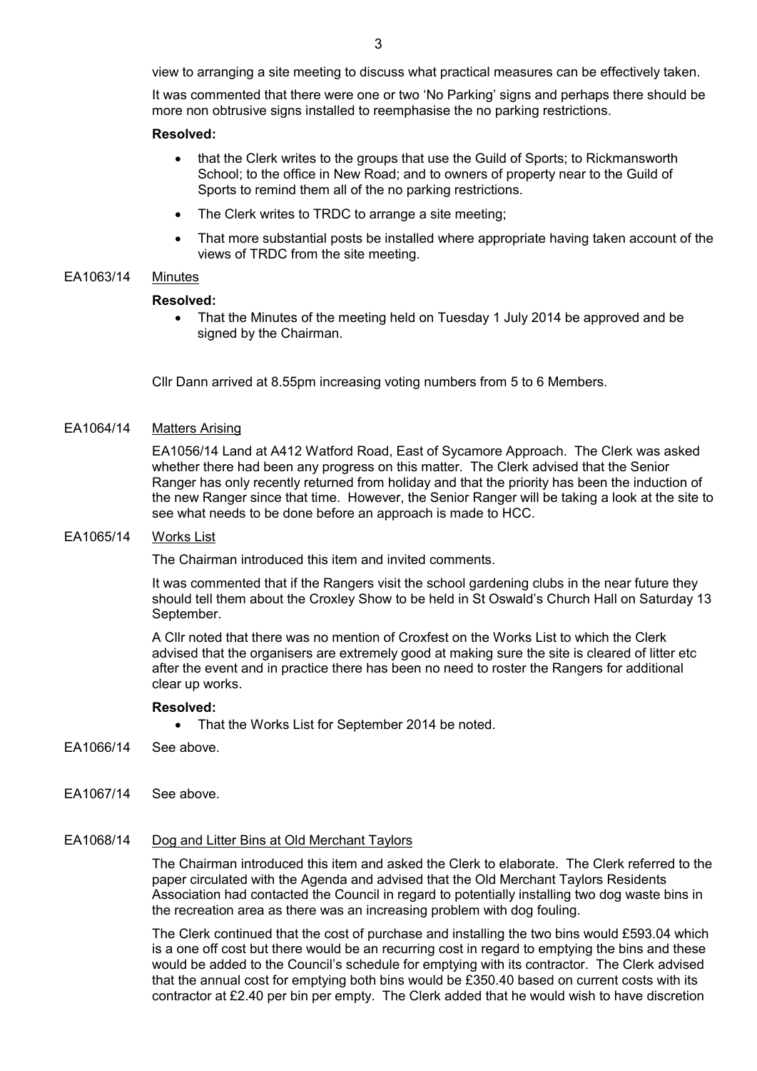view to arranging a site meeting to discuss what practical measures can be effectively taken.

It was commented that there were one or two 'No Parking' signs and perhaps there should be more non obtrusive signs installed to reemphasise the no parking restrictions.

**Resolved:**

- that the Clerk writes to the groups that use the Guild of Sports; to Rickmansworth School; to the office in New Road; and to owners of property near to the Guild of Sports to remind them all of the no parking restrictions.
- The Clerk writes to TRDC to arrange a site meeting;
- That more substantial posts be installed where appropriate having taken account of the views of TRDC from the site meeting.

EA1063/14 Minutes

**Resolved:**

- That the Minutes of the meeting held on Tuesday 1 July 2014 be approved and be signed by the Chairman.

Cllr Dann arrived at 8.55pm increasing voting numbers from 5 to 6 Members.

EA1064/14 Matters Arising

EA1056/14 Land at A412 Watford Road, East of Sycamore Approach. The Clerk was asked whether there had been any progress on this matter. The Clerk advised that the Senior Ranger has only recently returned from holiday and that the priority has been the induction of the new Ranger since that time. However, the Senior Ranger will be taking a look at the site to see what needs to be done before an approach is made to HCC.

EA1065/14 Works List

The Chairman introduced this item and invited comments.

It was commented that if the Rangers visit the school gardening clubs in the near future they should tell them about the Croxley Show to be held in St Oswald's Church Hall on Saturday 13 September.

A Cllr noted that there was no mention of Croxfest on the Works List to which the Clerk advised that the organisers are extremely good at making sure the site is cleared of litter etc after the event and in practice there has been no need to roster the Rangers for additional clear up works.

**Resolved:**

- That the Works List for September 2014 be noted.

EA1066/14 See above.

EA1067/14 See above.

EA1068/14 Dog and Litter Bins at Old Merchant Taylors

The Chairman introduced this item and asked the Clerk to elaborate. The Clerk referred to the paper circulated with the Agenda and advised that the Old Merchant Taylors Residents Association had contacted the Council in regard to potentially installing two dog waste bins in the recreation area as there was an increasing problem with dog fouling.

The Clerk continued that the cost of purchase and installing the two bins would £593.04 which is a one off cost but there would be an recurring cost in regard to emptying the bins and these would be added to the Council's schedule for emptying with its contractor. The Clerk advised that the annual cost for emptying both bins would be £350.40 based on current costs with its contractor at £2.40 per bin per empty. The Clerk added that he would wish to have discretion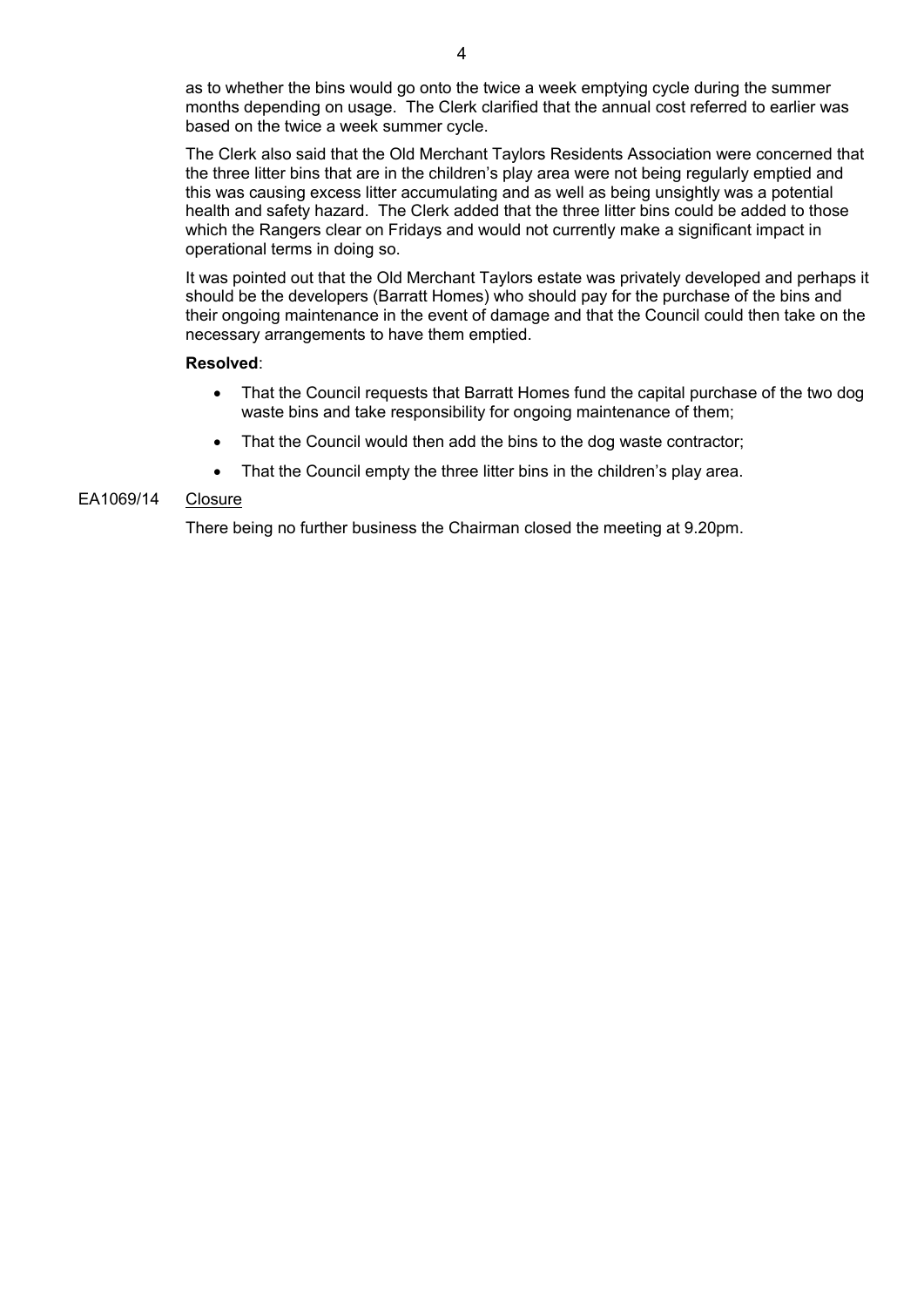as to whether the bins would go onto the twice a week emptying cycle during the summer months depending on usage. The Clerk clarified that the annual cost referred to earlier was based on the twice a week summer cycle.

The Clerk also said that the Old Merchant Taylors Residents Association were concerned that the three litter bins that are in the children's play area were not being regularly emptied and this was causing excess litter accumulating and as well as being unsightly was a potential health and safety hazard. The Clerk added that the three litter bins could be added to those which the Rangers clear on Fridays and would not currently make a significant impact in operational terms in doing so.

It was pointed out that the Old Merchant Taylors estate was privately developed and perhaps it should be the developers (Barratt Homes) who should pay for the purchase of the bins and their ongoing maintenance in the event of damage and that the Council could then take on the necessary arrangements to have them emptied.

**Resolved**:

- That the Council requests that Barratt Homes fund the capital purchase of the two dog waste bins and take responsibility for ongoing maintenance of them;
- That the Council would then add the bins to the dog waste contractor;
- That the Council empty the three litter bins in the children's play area.

EA1069/14 Closure

There being no further business the Chairman closed the meeting at 9.20pm.